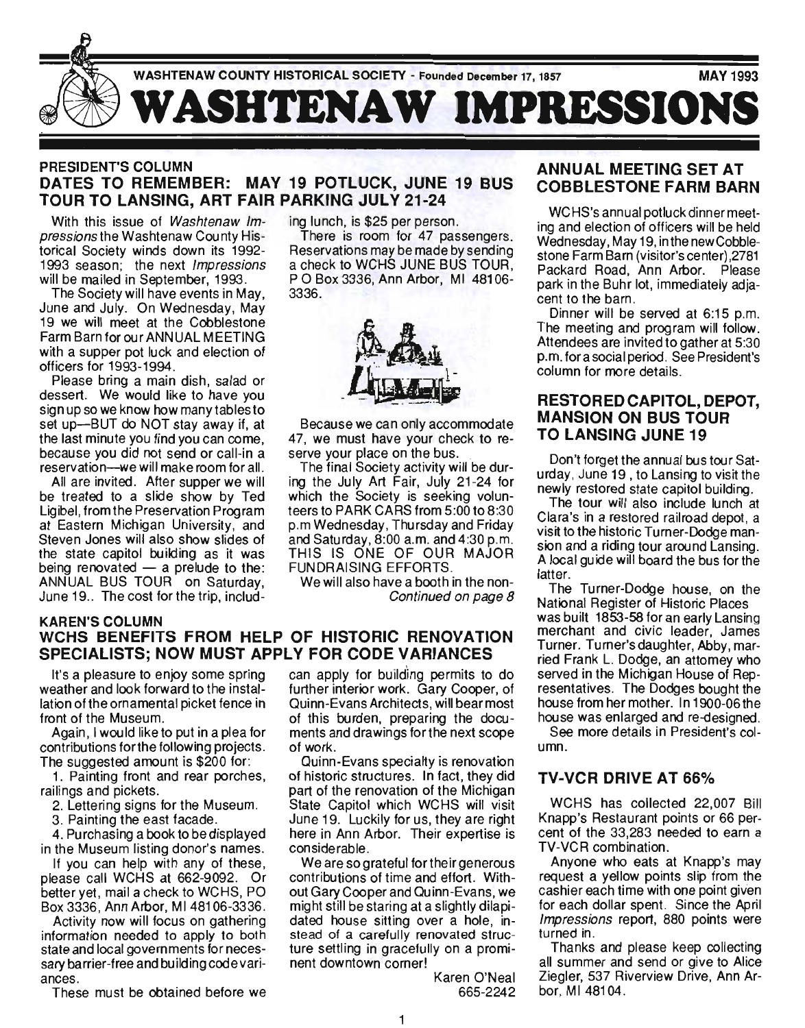WASHTENAW COUNTY HISTORICAL SOCIETY - Founded December 17, 1857 MAY 1993

# WASHTENAW IMPRESSIONS

## PRESIDENT'S COLUMN

### DATES TO REMEMBER: MAY 19 POTLUCK, JUNE 19 BUS TOUR TO LANSING, ART FAIR PARKING JULY 21-24

With this issue of *Washtenaw Impressions* the Washtenaw County Historical Society winds down its 1992-1993 season; the next *Impressions* will be mailed in September, 1993.

The Society will have events in May, June and July. On Wednesday, May 19 we will meet at the Cobblestone Farm Barn for our ANNUAL MEETING with a supper pot luck and election of officers for 1993-1994.

Please bring a main dish, salad or dessert. We would like to have you sign up so we know how many tables to set up—BUT do NOT stay away if, at the last minute you find you can come, because you did not send or call-in a reservation—we will make room for all.

All are invited. After supper we will be treated to a slide show by Ted Ligibel, from the Preservation Program at Eastern Michigan University, and Steven Jones will also show slides of the state capitol building as it was being renovated — a prelude to the: ANNUAL BUS TOUR on Saturday, June 19.. The cost for the trip, including lunch, is $25 per person.

There is room for 47 passengers. Reservations may be made by sending a check to WCHS JUNE BUS TOUR, P O Box 3336, Ann Arbor, MI 48106-3336.

Because we can only accommodate 47, we must have your check to reserve your place on the bus.

The final Society activity will be during the July Art Fair, July 21-24 for which the Society is seeking volunteers to PARK CARS from 5:00 to 8:30 p.m Wednesday, Thursday and Friday and Saturday, 8:00 a.m. and 4:30 p.m. THIS IS ONE OF OUR MAJOR FUNDRAISING EFFORTS.

We will also have a booth in the non-

*Continued on page 8*

## KAREN'S COLUMN

### WCHS BENEFITS FROM HELP OF HISTORIC RENOVATION SPECIALISTS; NOW MUST APPLY FOR CODE VARIANCES

It's a pleasure to enjoy some spring weather and look forward to the installation of the ornamental picket fence in front of the Museum.

Again, I would like to put in a plea for contributions for the following projects. The suggested amount is $200 for:

1. Painting front and rear porches, railings and pickets.
2. Lettering signs for the Museum.
3. Painting the east facade.
4. Purchasing a book to be displayed in the Museum listing donor's names.

If you can help with any of these, please call WCHS at 662-9092. Or better yet, mail a check to WCHS, PO Box 3336, Ann Arbor, MI 48106-3336.

Activity now will focus on gathering information needed to apply to both state and local governments for necessary barrier-free and building code variances.

These must be obtained before we can apply for building permits to do further interior work. Gary Cooper, of Quinn-Evans Architects, will bear most of this burden, preparing the documents and drawings for the next scope of work.

Quinn-Evans specialty is renovation of historic structures. In fact, they did part of the renovation of the Michigan State Capitol which WCHS will visit June 19. Luckily for us, they are right here in Ann Arbor. Their expertise is considerable.

We are so grateful for their generous contributions of time and effort. Without Gary Cooper and Quinn-Evans, we might still be staring at a slightly dilapidated house sitting over a hole, instead of a carefully renovated structure settling in gracefully on a prominent downtown corner!

Karen O'Neal
665-2242

## ANNUAL MEETING SET AT COBBLESTONE FARM BARN

WCHS's annual potluck dinner meeting and election of officers will be held Wednesday, May 19, in the new Cobblestone Farm Barn (visitor's center), 2781 Packard Road, Ann Arbor. Please park in the Buhr lot, immediately adjacent to the barn.

Dinner will be served at 6:15 p.m. The meeting and program will follow. Attendees are invited to gather at 5:30 p.m. for a social period. See President's column for more details.

## RESTORED CAPITOL, DEPOT, MANSION ON BUS TOUR TO LANSING JUNE 19

Don't forget the annual bus tour Saturday, June 19, to Lansing to visit the newly restored state capitol building.

The tour will also include lunch at Clara's in a restored railroad depot, a visit to the historic Turner-Dodge mansion and a riding tour around Lansing. A local guide will board the bus for the latter.

The Turner-Dodge house, on the National Register of Historic Places was built 1853-58 for an early Lansing merchant and civic leader, James Turner. Turner's daughter, Abby, married Frank L. Dodge, an attorney who served in the Michigan House of Representatives. The Dodges bought the house from her mother. In 1900-06 the house was enlarged and re-designed.

See more details in President's column.

## TV-VCR DRIVE AT 66%

WCHS has collected 22,007 Bill Knapp's Restaurant points or 66 percent of the 33,283 needed to earn a TV-VCR combination.

Anyone who eats at Knapp's may request a yellow points slip from the cashier each time with one point given for each dollar spent. Since the April *Impressions* report, 880 points were turned in.

Thanks and please keep collecting all summer and send or give to Alice Ziegler, 537 Riverview Drive, Ann Arbor, MI 48104.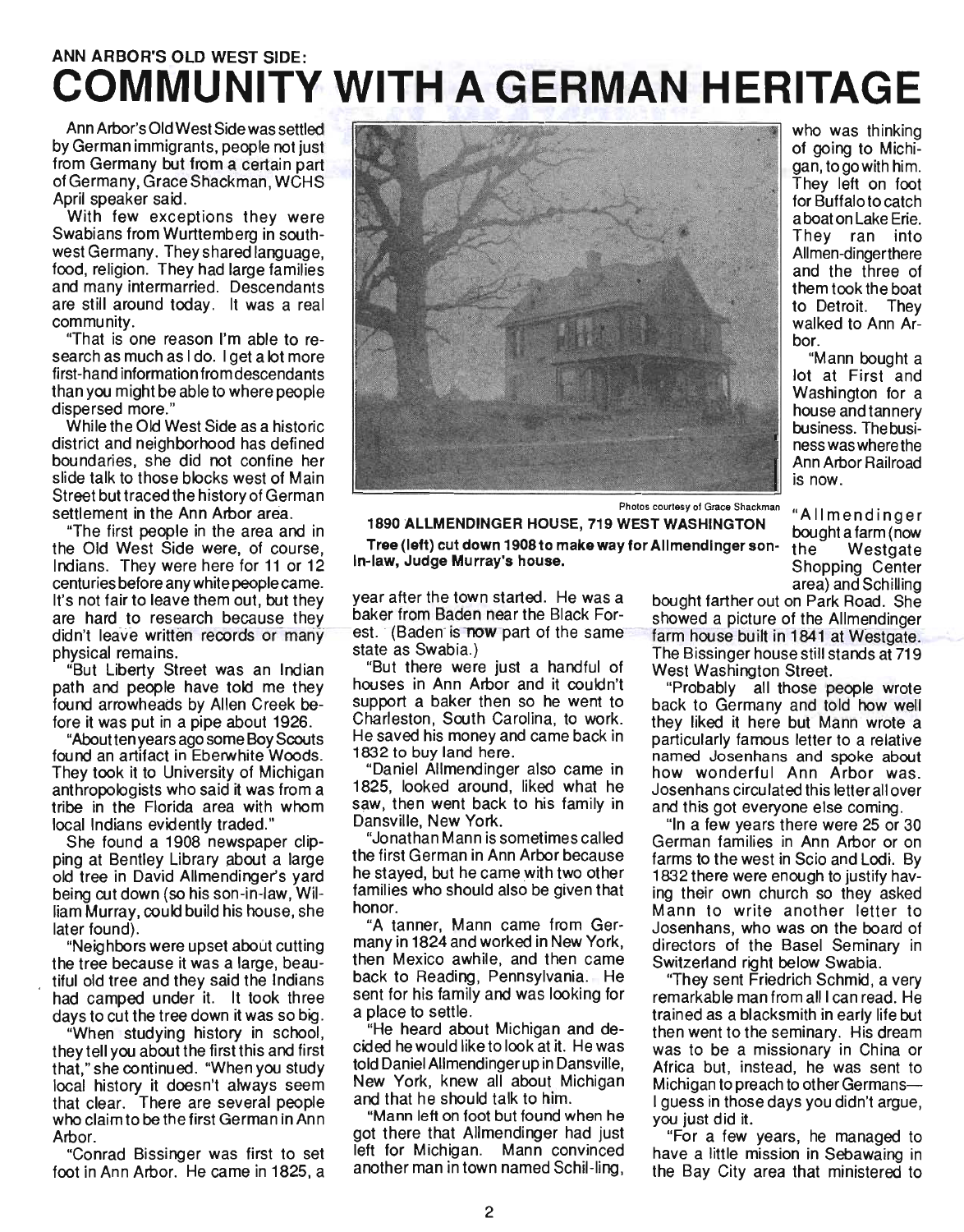# ANN ARBOR'S OLD WEST SIDE:
# COMMUNITY WITH A GERMAN HERITAGE

Ann Arbor's Old West Side was settled by German immigrants, people not just from Germany but from a certain part of Germany, Grace Shackman, WCHS April speaker said.

With few exceptions they were Swabians from Wurttemberg in southwest Germany. They shared language, food, religion. They had large families and many intermarried. Descendants are still around today. It was a real community.

"That is one reason I'm able to research as much as I do. I get a lot more first-hand information from descendants than you might be able to where people dispersed more."

While the Old West Side as a historic district and neighborhood has defined boundaries, she did not confine her slide talk to those blocks west of Main Street but traced the history of German settlement in the Ann Arbor area.

"The first people in the area and in the Old West Side were, of course, Indians. They were here for 11 or 12 centuries before any white people came. It's not fair to leave them out, but they are hard to research because they didn't leave written records or many physical remains.

"But Liberty Street was an Indian path and people have told me they found arrowheads by Allen Creek before it was put in a pipe about 1926.

"About ten years ago some Boy Scouts found an artifact in Eberwhite Woods. They took it to University of Michigan anthropologists who said it was from a tribe in the Florida area with whom local Indians evidently traded."

She found a 1908 newspaper clipping at Bentley Library about a large old tree in David Allmendinger's yard being cut down (so his son-in-law, William Murray, could build his house, she later found).

"Neighbors were upset about cutting the tree because it was a large, beautiful old tree and they said the Indians had camped under it. It took three days to cut the tree down it was so big.

"When studying history in school, they tell you about the first this and first that," she continued. "When you study local history it doesn't always seem that clear. There are several people who claim to be the first German in Ann Arbor.

"Conrad Bissinger was first to set foot in Ann Arbor. He came in 1825, a year after the town started. He was a baker from Baden near the Black Forest. (Baden is now part of the same state as Swabia.)

"But there were just a handful of houses in Ann Arbor and it couldn't support a baker then so he went to Charleston, South Carolina, to work. He saved his money and came back in 1832 to buy land here.

"Daniel Allmendinger also came in 1825, looked around, liked what he saw, then went back to his family in Dansville, New York.

"Jonathan Mann is sometimes called the first German in Ann Arbor because he stayed, but he came with two other families who should also be given that honor.

"A tanner, Mann came from Germany in 1824 and worked in New York, then Mexico awhile, and then came back to Reading, Pennsylvania. He sent for his family and was looking for a place to settle.

"He heard about Michigan and decided he would like to look at it. He was told Daniel Allmendinger up in Dansville, New York, knew all about Michigan and that he should talk to him.

"Mann left on foot but found when he got there that Allmendinger had just left for Michigan. Mann convinced another man in town named Schil-ling, who was thinking of going to Michigan, to go with him. They left on foot for Buffalo to catch a boat on Lake Erie. They ran into Allmen-dinger there and the three of them took the boat to Detroit. They walked to Ann Arbor.

"Mann bought a lot at First and Washington for a house and tannery business. The business was where the Ann Arbor Railroad is now.

Photos courtesy of Grace Shackman

**1890 ALLMENDINGER HOUSE, 719 WEST WASHINGTON**

**Tree (left) cut down 1908 to make way for Allmendinger son-in-law, Judge Murray's house.**

"Allmendinger bought a farm (now the Westgate Shopping Center area) and Schilling bought farther out on Park Road. She showed a picture of the Allmendinger farm house built in 1841 at Westgate. The Bissinger house still stands at 719 West Washington Street.

"Probably all those people wrote back to Germany and told how well they liked it here but Mann wrote a particularly famous letter to a relative named Josenhans and spoke about how wonderful Ann Arbor was. Josenhans circulated this letter all over and this got everyone else coming.

"In a few years there were 25 or 30 German families in Ann Arbor or on farms to the west in Scio and Lodi. By 1832 there were enough to justify having their own church so they asked Mann to write another letter to Josenhans, who was on the board of directors of the Basel Seminary in Switzerland right below Swabia.

"They sent Friedrich Schmid, a very remarkable man from all I can read. He trained as a blacksmith in early life but then went to the seminary. His dream was to be a missionary in China or Africa but, instead, he was sent to Michigan to preach to other Germans—I guess in those days you didn't argue, you just did it.

"For a few years, he managed to have a little mission in Sebawaing in the Bay City area that ministered to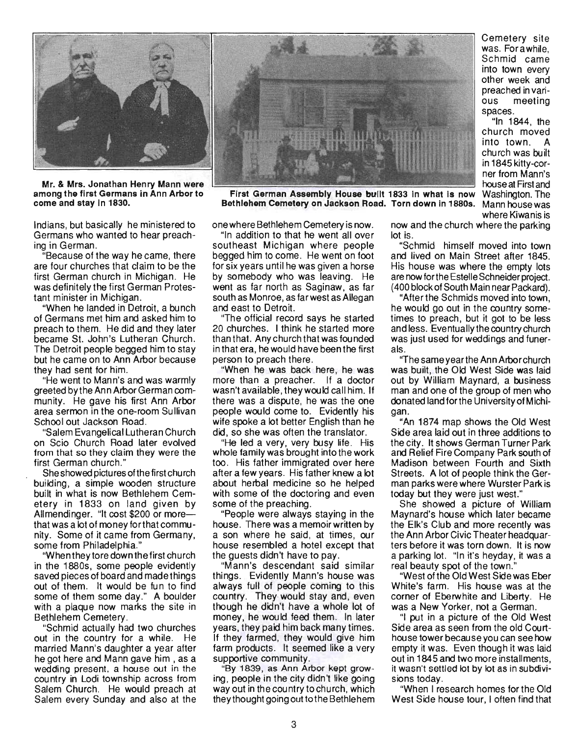Mr. & Mrs. Jonathan Henry Mann were among the first Germans in Ann Arbor to come and stay in 1830.

First German Assembly House built 1833 in what is now Bethlehem Cemetery on Jackson Road. Torn down in 1880s.

Indians, but basically he ministered to Germans who wanted to hear preaching in German.

"Because of the way he came, there are four churches that claim to be the first German church in Michigan. He was definitely the first German Protestant minister in Michigan.

"When he landed in Detroit, a bunch of Germans met him and asked him to preach to them. He did and they later became St. John's Lutheran Church. The Detroit people begged him to stay but he came on to Ann Arbor because they had sent for him.

"He went to Mann's and was warmly greeted by the Ann Arbor German community. He gave his first Ann Arbor area sermon in the one-room Sullivan School out Jackson Road.

"Salem Evangelical Lutheran Church on Scio Church Road later evolved from that so they claim they were the first German church."

She showed pictures of the first church building, a simple wooden structure built in what is now Bethlehem Cemetery in 1833 on land given by Allmendinger. "It cost $200 or more—that was a lot of money for that community. Some of it came from Germany, some from Philadelphia."

"When they tore down the first church in the 1880s, some people evidently saved pieces of board and made things out of them. It would be fun to find some of them some day." A boulder with a plaque now marks the site in Bethlehem Cemetery.

"Schmid actually had two churches out in the country for a while. He married Mann's daughter a year after he got here and Mann gave him , as a wedding present, a house out in the country in Lodi township across from Salem Church. He would preach at Salem every Sunday and also at the one where Bethlehem Cemetery is now.

"In addition to that he went all over southeast Michigan where people begged him to come. He went on foot for six years until he was given a horse by somebody who was leaving. He went as far north as Saginaw, as far south as Monroe, as far west as Allegan and east to Detroit.

"The official record says he started 20 churches. I think he started more than that. Any church that was founded in that era, he would have been the first person to preach there.

"When he was back here, he was more than a preacher. If a doctor wasn't available, they would call him. If there was a dispute, he was the one people would come to. Evidently his wife spoke a lot better English than he did, so she was often the translator.

"He led a very, very busy life. His whole family was brought into the work too. His father immigrated over here after a few years. His father knew a lot about herbal medicine so he helped with some of the doctoring and even some of the preaching.

"People were always staying in the house. There was a memoir written by a son where he said, at times, our house resembled a hotel except that the guests didn't have to pay.

"Mann's descendant said similar things. Evidently Mann's house was always full of people coming to this country. They would stay and, even though he didn't have a whole lot of money, he would feed them. In later years, they paid him back many times. If they farmed, they would give him farm products. It seemed like a very supportive community.

"By 1839, as Ann Arbor kept growing, people in the city didn't like going way out in the country to church, which they thought going out to the Bethlehem Cemetery site was. For a while, Schmid came into town every other week and preached in various meeting spaces.

"In 1844, the church moved into town. A church was built in 1845 kitty-corner from Mann's house at First and Washington. The Mann house was where Kiwanis is now and the church where the parking lot is.

"Schmid himself moved into town and lived on Main Street after 1845. His house was where the empty lots are now for the Estelle Schneider project. (400 block of South Main near Packard).

"After the Schmids moved into town, he would go out in the country sometimes to preach, but it got to be less and less. Eventually the country church was just used for weddings and funerals.

"The same year the Ann Arbor church was built, the Old West Side was laid out by William Maynard, a business man and one of the group of men who donated land for the University of Michigan.

"An 1874 map shows the Old West Side area laid out in three additions to the city. It shows German Turner Park and Relief Fire Company Park south of Madison between Fourth and Sixth Streets. A lot of people think the German parks were where Wurster Park is today but they were just west."

She showed a picture of William Maynard's house which later became the Elk's Club and more recently was the Ann Arbor Civic Theater headquarters before it was torn down. It is now a parking lot. "In it's heyday, it was a real beauty spot of the town."

"West of the Old West Side was Eber White's farm. His house was at the corner of Eberwhite and Liberty. He was a New Yorker, not a German.

"I put in a picture of the Old West Side area as seen from the old Courthouse tower because you can see how empty it was. Even though it was laid out in 1845 and two more installments, it wasn't settled lot by lot as in subdivisions today.

"When I research homes for the Old West Side house tour, I often find that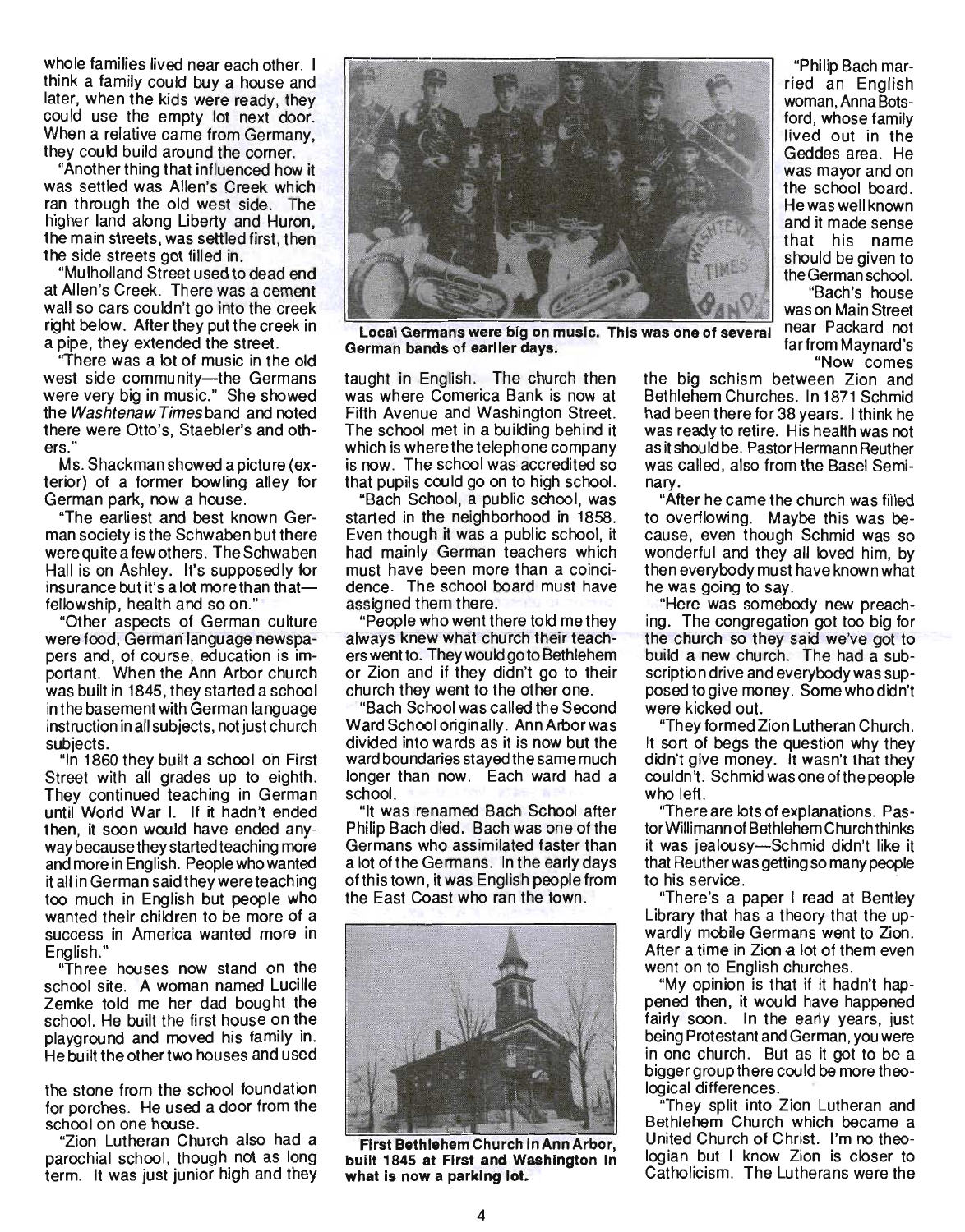whole families lived near each other. I think a family could buy a house and later, when the kids were ready, they could use the empty lot next door. When a relative came from Germany, they could build around the corner.

"Another thing that influenced how it was settled was Allen's Creek which ran through the old west side. The higher land along Liberty and Huron, the main streets, was settled first, then the side streets got filled in.

"Mulholland Street used to dead end at Allen's Creek. There was a cement wall so cars couldn't go into the creek right below. After they put the creek in a pipe, they extended the street.

"There was a lot of music in the old west side community—the Germans were very big in music." She showed the *Washtenaw Times* band and noted there were Otto's, Staebler's and others."

Ms. Shackman showed a picture (exterior) of a former bowling alley for German park, now a house.

"The earliest and best known German society is the Schwaben but there were quite a few others. The Schwaben Hall is on Ashley. It's supposedly for insurance but it's a lot more than that—fellowship, health and so on."

"Other aspects of German culture were food, German language newspapers and, of course, education is important. When the Ann Arbor church was built in 1845, they started a school in the basement with German language instruction in all subjects, not just church subjects.

"In 1860 they built a school on First Street with all grades up to eighth. They continued teaching in German until World War I. If it hadn't ended then, it soon would have ended anyway because they started teaching more and more in English. People who wanted it all in German said they were teaching too much in English but people who wanted their children to be more of a success in America wanted more in English."

"Three houses now stand on the school site. A woman named Lucille Zemke told me her dad bought the school. He built the first house on the playground and moved his family in. He built the other two houses and used the stone from the school foundation for porches. He used a door from the school on one house.

"Zion Lutheran Church also had a parochial school, though not as long term. It was just junior high and they taught in English. The church then was where Comerica Bank is now at Fifth Avenue and Washington Street. The school met in a building behind it which is where the telephone company is now. The school was accredited so that pupils could go on to high school.

"Bach School, a public school, was started in the neighborhood in 1858. Even though it was a public school, it had mainly German teachers which must have been more than a coincidence. The school board must have assigned them there.

"People who went there told me they always knew what church their teachers went to. They would go to Bethlehem or Zion and if they didn't go to their church they went to the other one.

"Bach School was called the Second Ward School originally. Ann Arbor was divided into wards as it is now but the ward boundaries stayed the same much longer than now. Each ward had a school.

"It was renamed Bach School after Philip Bach died. Bach was one of the Germans who assimilated faster than a lot of the Germans. In the early days of this town, it was English people from the East Coast who ran the town.

"Philip Bach married an English woman, Anna Botsford, whose family lived out in the Geddes area. He was mayor and on the school board. He was well known and it made sense that his name should be given to the German school.

"Bach's house was on Main Street near Packard not far from Maynard's

"Now comes the big schism between Zion and Bethlehem Churches. In 1871 Schmid had been there for 38 years. I think he was ready to retire. His health was not as it should be. Pastor Hermann Reuther was called, also from the Basel Seminary.

"After he came the church was filled to overflowing. Maybe this was because, even though Schmid was so wonderful and they all loved him, by then everybody must have known what he was going to say.

"Here was somebody new preaching. The congregation got too big for the church so they said we've got to build a new church. The had a subscription drive and everybody was supposed to give money. Some who didn't were kicked out.

"They formed Zion Lutheran Church. It sort of begs the question why they didn't give money. It wasn't that they couldn't. Schmid was one of the people who left.

"There are lots of explanations. Pastor Willimann of Bethlehem Church thinks it was jealousy—Schmid didn't like it that Reuther was getting so many people to his service.

"There's a paper I read at Bentley Library that has a theory that the upwardly mobile Germans went to Zion. After a time in Zion a lot of them even went on to English churches.

"My opinion is that if it hadn't happened then, it would have happened fairly soon. In the early years, just being Protestant and German, you were in one church. But as it got to be a bigger group there could be more theological differences.

"They split into Zion Lutheran and Bethlehem Church which became a United Church of Christ. I'm no theologian but I know Zion is closer to Catholicism. The Lutherans were the

**Local Germans were big on music. This was one of several German bands of earlier days.**

**First Bethlehem Church in Ann Arbor, built 1845 at First and Washington in what is now a parking lot.**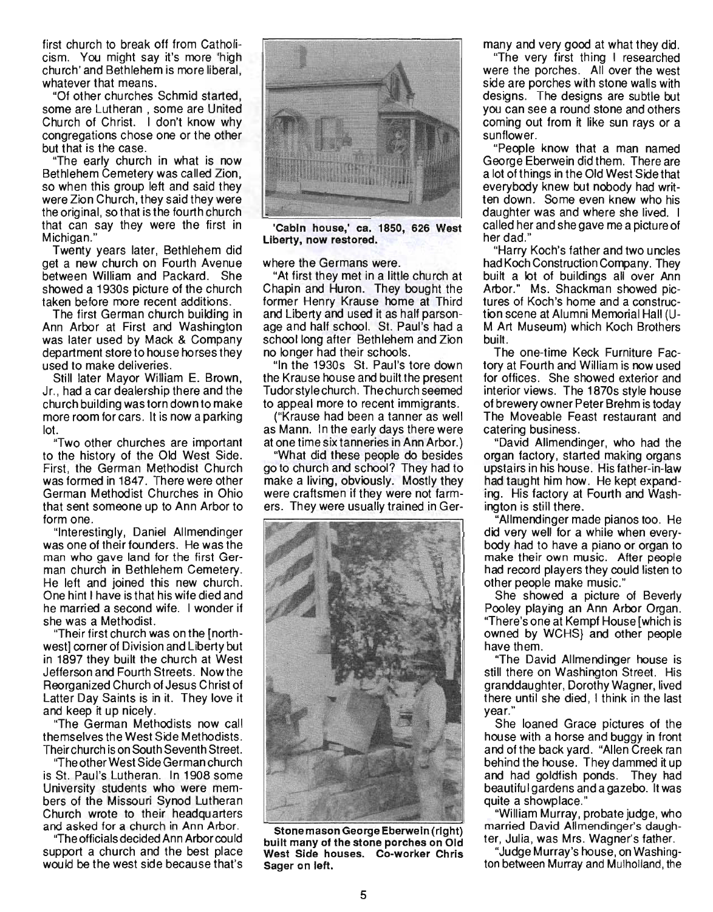first church to break off from Catholicism. You might say it's more 'high church' and Bethlehem is more liberal, whatever that means.

"Of other churches Schmid started, some are Lutheran , some are United Church of Christ. I don't know why congregations chose one or the other but that is the case.

"The early church in what is now Bethlehem Cemetery was called Zion, so when this group left and said they were Zion Church, they said they were the original, so that is the fourth church that can say they were the first in Michigan."

Twenty years later, Bethlehem did get a new church on Fourth Avenue between William and Packard. She showed a 1930s picture of the church taken before more recent additions.

The first German church building in Ann Arbor at First and Washington was later used by Mack & Company department store to house horses they used to make deliveries.

Still later Mayor William E. Brown, Jr., had a car dealership there and the church building was torn down to make more room for cars. It is now a parking lot.

"Two other churches are important to the history of the Old West Side. First, the German Methodist Church was formed in 1847. There were other German Methodist Churches in Ohio that sent someone up to Ann Arbor to form one.

"Interestingly, Daniel Allmendinger was one of their founders. He was the man who gave land for the first German church in Bethlehem Cemetery. He left and joined this new church. One hint I have is that his wife died and he married a second wife. I wonder if she was a Methodist.

"Their first church was on the [northwest] corner of Division and Liberty but in 1897 they built the church at West Jefferson and Fourth Streets. Now the Reorganized Church of Jesus Christ of Latter Day Saints is in it. They love it and keep it up nicely.

"The German Methodists now call themselves the West Side Methodists. Their church is on South Seventh Street.

"The other West Side German church is St. Paul's Lutheran. In 1908 some University students who were members of the Missouri Synod Lutheran Church wrote to their headquarters and asked for a church in Ann Arbor.

"The officials decided Ann Arbor could support a church and the best place would be the west side because that's where the Germans were.

'Cabin house,' ca. 1850, 626 West Liberty, now restored.

"At first they met in a little church at Chapin and Huron. They bought the former Henry Krause home at Third and Liberty and used it as half parsonage and half school. St. Paul's had a school long after Bethlehem and Zion no longer had their schools.

"In the 1930s St. Paul's tore down the Krause house and built the present Tudor style church. The church seemed to appeal more to recent immigrants.

("Krause had been a tanner as well as Mann. In the early days there were at one time six tanneries in Ann Arbor.)

"What did these people do besides go to church and school? They had to make a living, obviously. Mostly they were craftsmen if they were not farmers. They were usually trained in Germany and very good at what they did.

Stone mason George Eberwein (right) built many of the stone porches on Old West Side houses. Co-worker Chris Sager on left.

"The very first thing I researched were the porches. All over the west side are porches with stone walls with designs. The designs are subtle but you can see a round stone and others coming out from it like sun rays or a sunflower.

"People know that a man named George Eberwein did them. There are a lot of things in the Old West Side that everybody knew but nobody had written down. Some even knew who his daughter was and where she lived. I called her and she gave me a picture of her dad."

"Harry Koch's father and two uncles had Koch Construction Company. They built a lot of buildings all over Ann Arbor." Ms. Shackman showed pictures of Koch's home and a construction scene at Alumni Memorial Hall (U-M Art Museum) which Koch Brothers built.

The one-time Keck Furniture Factory at Fourth and William is now used for offices. She showed exterior and interior views. The 1870s style house of brewery owner Peter Brehm is today The Moveable Feast restaurant and catering business.

"David Allmendinger, who had the organ factory, started making organs upstairs in his house. His father-in-law had taught him how. He kept expanding. His factory at Fourth and Washington is still there.

"Allmendinger made pianos too. He did very well for a while when everybody had to have a piano or organ to make their own music. After people had record players they could listen to other people make music."

She showed a picture of Beverly Pooley playing an Ann Arbor Organ. "There's one at Kempf House [which is owned by WCHS] and other people have them.

"The David Allmendinger house is still there on Washington Street. His granddaughter, Dorothy Wagner, lived there until she died, I think in the last year."

She loaned Grace pictures of the house with a horse and buggy in front and of the back yard. "Allen Creek ran behind the house. They dammed it up and had goldfish ponds. They had beautiful gardens and a gazebo. It was quite a showplace."

"William Murray, probate judge, who married David Allmendinger's daughter, Julia, was Mrs. Wagner's father.

"Judge Murray's house, on Washington between Murray and Mulholland, the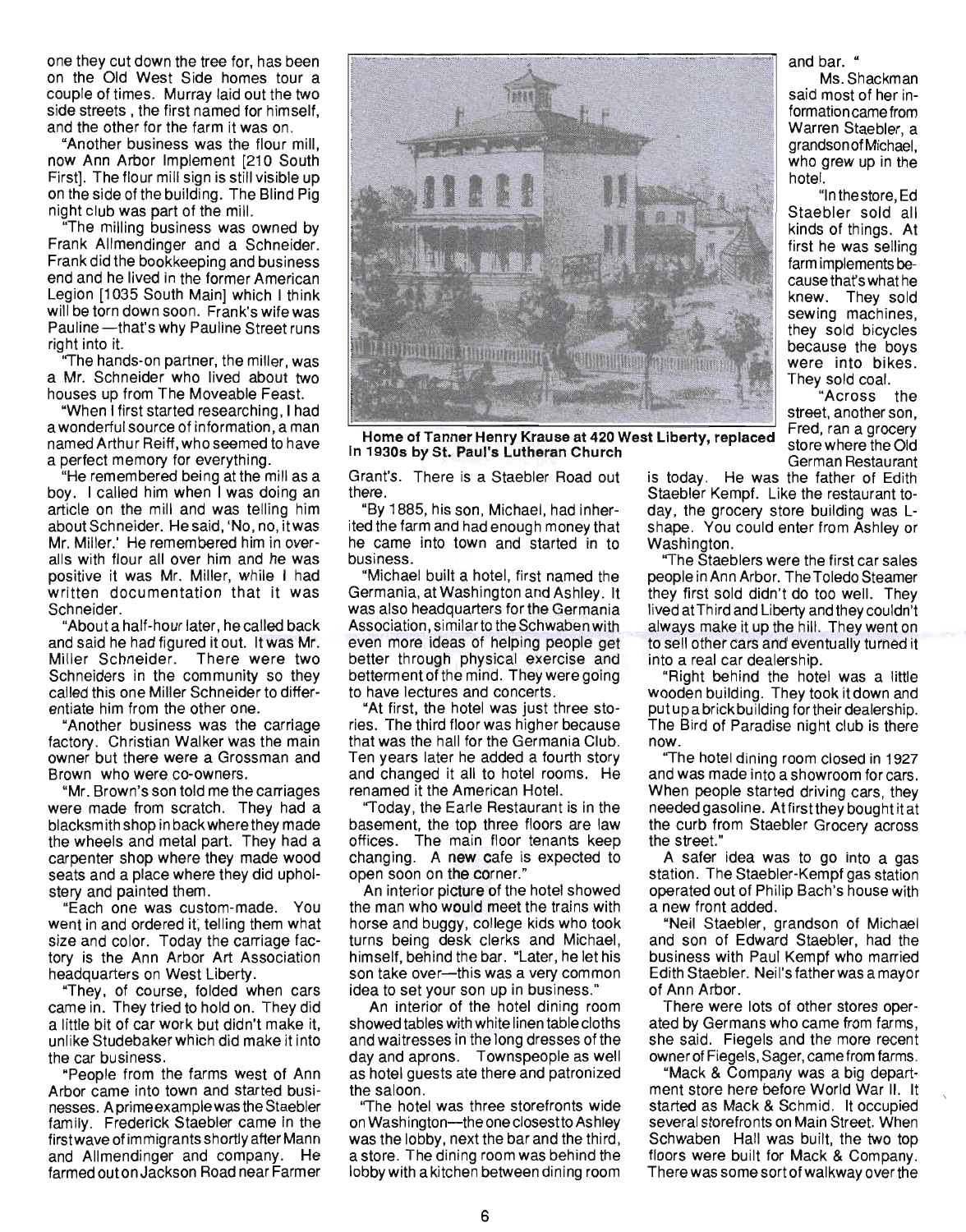one they cut down the tree for, has been on the Old West Side homes tour a couple of times. Murray laid out the two side streets, the first named for himself, and the other for the farm it was on.

"Another business was the flour mill, now Ann Arbor Implement [210 South First]. The flour mill sign is still visible up on the side of the building. The Blind Pig night club was part of the mill.

"The milling business was owned by Frank Allmendinger and a Schneider. Frank did the bookkeeping and business end and he lived in the former American Legion [1035 South Main] which I think will be torn down soon. Frank's wife was Pauline—that's why Pauline Street runs right into it.

"The hands-on partner, the miller, was a Mr. Schneider who lived about two houses up from The Moveable Feast.

"When I first started researching, I had a wonderful source of information, a man named Arthur Reiff, who seemed to have a perfect memory for everything.

"He remembered being at the mill as a boy. I called him when I was doing an article on the mill and was telling him about Schneider. He said, 'No, no, it was Mr. Miller.' He remembered him in overalls with flour all over him and he was positive it was Mr. Miller, while I had written documentation that it was Schneider.

"About a half-hour later, he called back and said he had figured it out. It was Mr. Miller Schneider. There were two Schneiders in the community so they called this one Miller Schneider to differentiate him from the other one.

"Another business was the carriage factory. Christian Walker was the main owner but there were a Grossman and Brown who were co-owners.

"Mr. Brown's son told me the carriages were made from scratch. They had a blacksmith shop in back where they made the wheels and metal part. They had a carpenter shop where they made wood seats and a place where they did upholstery and painted them.

"Each one was custom-made. You went in and ordered it, telling them what size and color. Today the carriage factory is the Ann Arbor Art Association headquarters on West Liberty.

"They, of course, folded when cars came in. They tried to hold on. They did a little bit of car work but didn't make it, unlike Studebaker which did make it into the car business.

"People from the farms west of Ann Arbor came into town and started businesses. A prime example was the Staebler family. Frederick Staebler came in the first wave of immigrants shortly after Mann and Allmendinger and company. He farmed out on Jackson Road near Farmer Grant's. There is a Staebler Road out there.

**Home of Tanner Henry Krause at 420 West Liberty, replaced in 1930s by St. Paul's Lutheran Church**

"By 1885, his son, Michael, had inherited the farm and had enough money that he came into town and started in to business.

"Michael built a hotel, first named the Germania, at Washington and Ashley. It was also headquarters for the Germania Association, similar to the Schwaben with even more ideas of helping people get better through physical exercise and betterment of the mind. They were going to have lectures and concerts.

"At first, the hotel was just three stories. The third floor was higher because that was the hall for the Germania Club. Ten years later he added a fourth story and changed it all to hotel rooms. He renamed it the American Hotel.

"Today, the Earle Restaurant is in the basement, the top three floors are law offices. The main floor tenants keep changing. A new cafe is expected to open soon on the corner."

An interior picture of the hotel showed the man who would meet the trains with horse and buggy, college kids who took turns being desk clerks and Michael, himself, behind the bar. "Later, he let his son take over—this was a very common idea to set your son up in business."

An interior of the hotel dining room showed tables with white linen table cloths and waitresses in the long dresses of the day and aprons. Townspeople as well as hotel guests ate there and patronized the saloon.

"The hotel was three storefronts wide on Washington—the one closest to Ashley was the lobby, next the bar and the third, a store. The dining room was behind the lobby with a kitchen between dining room and bar."

Ms. Shackman said most of her information came from Warren Staebler, a grandson of Michael, who grew up in the hotel.

"In the store, Ed Staebler sold all kinds of things. At first he was selling farm implements because that's what he knew. They sold sewing machines, they sold bicycles because the boys were into bikes. They sold coal.

"Across the street, another son, Fred, ran a grocery store where the Old German Restaurant is today. He was the father of Edith Staebler Kempf. Like the restaurant today, the grocery store building was L-shape. You could enter from Ashley or Washington.

"The Staeblers were the first car sales people in Ann Arbor. The Toledo Steamer they first sold didn't do too well. They lived at Third and Liberty and they couldn't always make it up the hill. They went on to sell other cars and eventually turned it into a real car dealership.

"Right behind the hotel was a little wooden building. They took it down and put up a brick building for their dealership. The Bird of Paradise night club is there now.

"The hotel dining room closed in 1927 and was made into a showroom for cars. When people started driving cars, they needed gasoline. At first they bought it at the curb from Staebler Grocery across the street."

A safer idea was to go into a gas station. The Staebler-Kempf gas station operated out of Philip Bach's house with a new front added.

"Neil Staebler, grandson of Michael and son of Edward Staebler, had the business with Paul Kempf who married Edith Staebler. Neil's father was a mayor of Ann Arbor.

There were lots of other stores operated by Germans who came from farms, she said. Fiegels and the more recent owner of Fiegels, Sager, came from farms.

"Mack & Company was a big department store here before World War II. It started as Mack & Schmid. It occupied several storefronts on Main Street. When Schwaben Hall was built, the two top floors were built for Mack & Company. There was some sort of walkway over the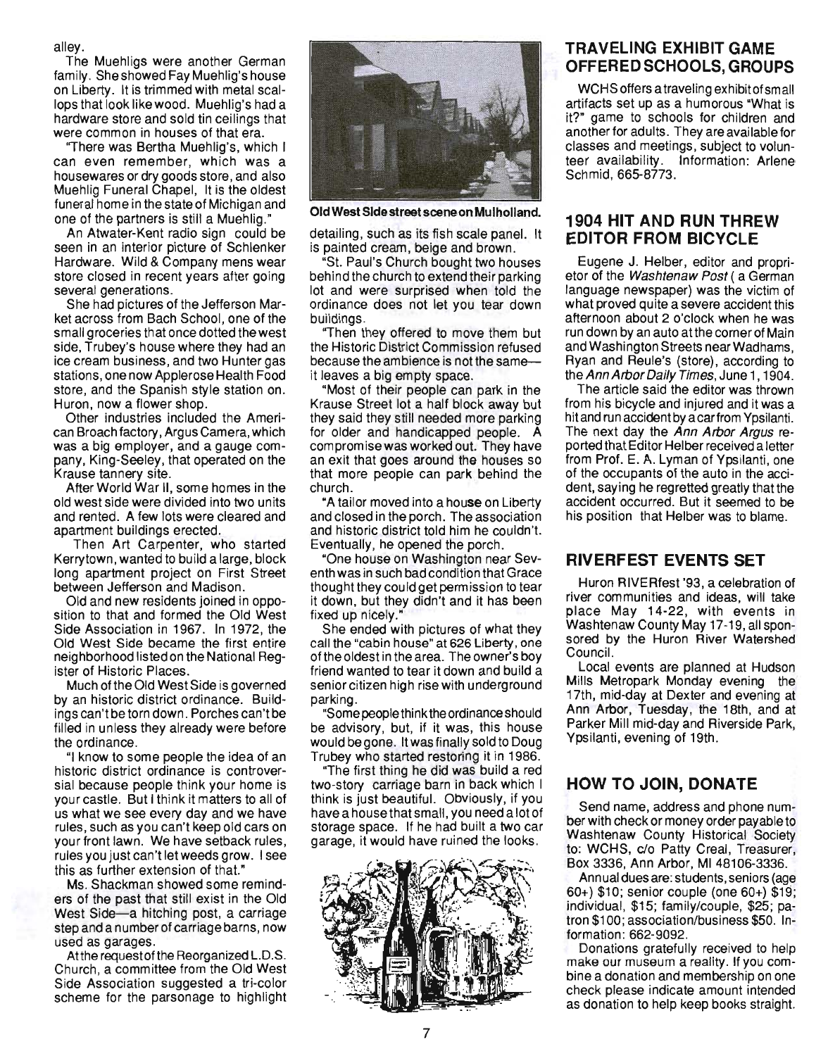alley.

The Muehligs were another German family. She showed Fay Muehlig's house on Liberty. It is trimmed with metal scallops that look like wood. Muehlig's had a hardware store and sold tin ceilings that were common in houses of that era.

"There was Bertha Muehlig's, which I can even remember, which was a housewares or dry goods store, and also Muehlig Funeral Chapel. It is the oldest funeral home in the state of Michigan and one of the partners is still a Muehlig."

An Atwater-Kent radio sign could be seen in an interior picture of Schlenker Hardware. Wild & Company mens wear store closed in recent years after going several generations.

She had pictures of the Jefferson Market across from Bach School, one of the small groceries that once dotted the west side, Trubey's house where they had an ice cream business, and two Hunter gas stations, one now Applerose Health Food store, and the Spanish style station on. Huron, now a flower shop.

Other industries included the American Broach factory, Argus Camera, which was a big employer, and a gauge company, King-Seeley, that operated on the Krause tannery site.

After World War II, some homes in the old west side were divided into two units and rented. A few lots were cleared and apartment buildings erected.

Then Art Carpenter, who started Kerrytown, wanted to build a large, block long apartment project on First Street between Jefferson and Madison.

Old and new residents joined in opposition to that and formed the Old West Side Association in 1967. In 1972, the Old West Side became the first entire neighborhood listed on the National Register of Historic Places.

Much of the Old West Side is governed by an historic district ordinance. Buildings can't be torn down. Porches can't be filled in unless they already were before the ordinance.

"I know to some people the idea of an historic district ordinance is controversial because people think your home is your castle. But I think it matters to all of us what we see every day and we have rules, such as you can't keep old cars on your front lawn. We have setback rules, rules you just can't let weeds grow. I see this as further extension of that."

Ms. Shackman showed some reminders of the past that still exist in the Old West Side—a hitching post, a carriage step and a number of carriage barns, now used as garages.

At the request of the Reorganized L.D.S. Church, a committee from the Old West Side Association suggested a tri-color scheme for the parsonage to highlight detailing, such as its fish scale panel. It is painted cream, beige and brown.

**Old West Side street scene on Mulholland.**

"St. Paul's Church bought two houses behind the church to extend their parking lot and were surprised when told the ordinance does not let you tear down buildings.

"Then they offered to move them but the Historic District Commission refused because the ambience is not the same—it leaves a big empty space.

"Most of their people can park in the Krause Street lot a half block away but they said they still needed more parking for older and handicapped people. A compromise was worked out. They have an exit that goes around the houses so that more people can park behind the church.

"A tailor moved into a house on Liberty and closed in the porch. The association and historic district told him he couldn't. Eventually, he opened the porch.

"One house on Washington near Seventh was in such bad condition that Grace thought they could get permission to tear it down, but they didn't and it has been fixed up nicely."

She ended with pictures of what they call the "cabin house" at 626 Liberty, one of the oldest in the area. The owner's boy friend wanted to tear it down and build a senior citizen high rise with underground parking.

"Some people think the ordinance should be advisory, but, if it was, this house would be gone. It was finally sold to Doug Trubey who started restoring it in 1986.

"The first thing he did was build a red two-story carriage barn in back which I think is just beautiful. Obviously, if you have a house that small, you need a lot of storage space. If he had built a two car garage, it would have ruined the looks.

## TRAVELING EXHIBIT GAME OFFERED SCHOOLS, GROUPS

WCHS offers a traveling exhibit of small artifacts set up as a humorous "What is it?" game to schools for children and another for adults. They are available for classes and meetings, subject to volunteer availability. Information: Arlene Schmid, 665-8773.

## 1904 HIT AND RUN THREW EDITOR FROM BICYCLE

Eugene J. Helber, editor and proprietor of the *Washtenaw Post* ( a German language newspaper) was the victim of what proved quite a severe accident this afternoon about 2 o'clock when he was run down by an auto at the corner of Main and Washington Streets near Wadhams, Ryan and Reule's (store), according to the *Ann Arbor Daily Times*, June 1, 1904.

The article said the editor was thrown from his bicycle and injured and it was a hit and run accident by a car from Ypsilanti. The next day the *Ann Arbor Argus* reported that Editor Helber received a letter from Prof. E. A. Lyman of Ypsilanti, one of the occupants of the auto in the accident, saying he regretted greatly that the accident occurred. But it seemed to be his position that Helber was to blame.

## RIVERFEST EVENTS SET

Huron RIVERfest '93, a celebration of river communities and ideas, will take place May 14-22, with events in Washtenaw County May 17-19, all sponsored by the Huron River Watershed Council.

Local events are planned at Hudson Mills Metropark Monday evening the 17th, mid-day at Dexter and evening at Ann Arbor, Tuesday, the 18th, and at Parker Mill mid-day and Riverside Park, Ypsilanti, evening of 19th.

## HOW TO JOIN, DONATE

Send name, address and phone number with check or money order payable to Washtenaw County Historical Society to: WCHS, c/o Patty Creal, Treasurer, Box 3336, Ann Arbor, MI 48106-3336.

Annual dues are: students, seniors (age 60+) $10; senior couple (one 60+) $19; individual, $15; family/couple, $25; patron $100; association/business $50. Information: 662-9092.

Donations gratefully received to help make our museum a reality. If you combine a donation and membership on one check please indicate amount intended as donation to help keep books straight.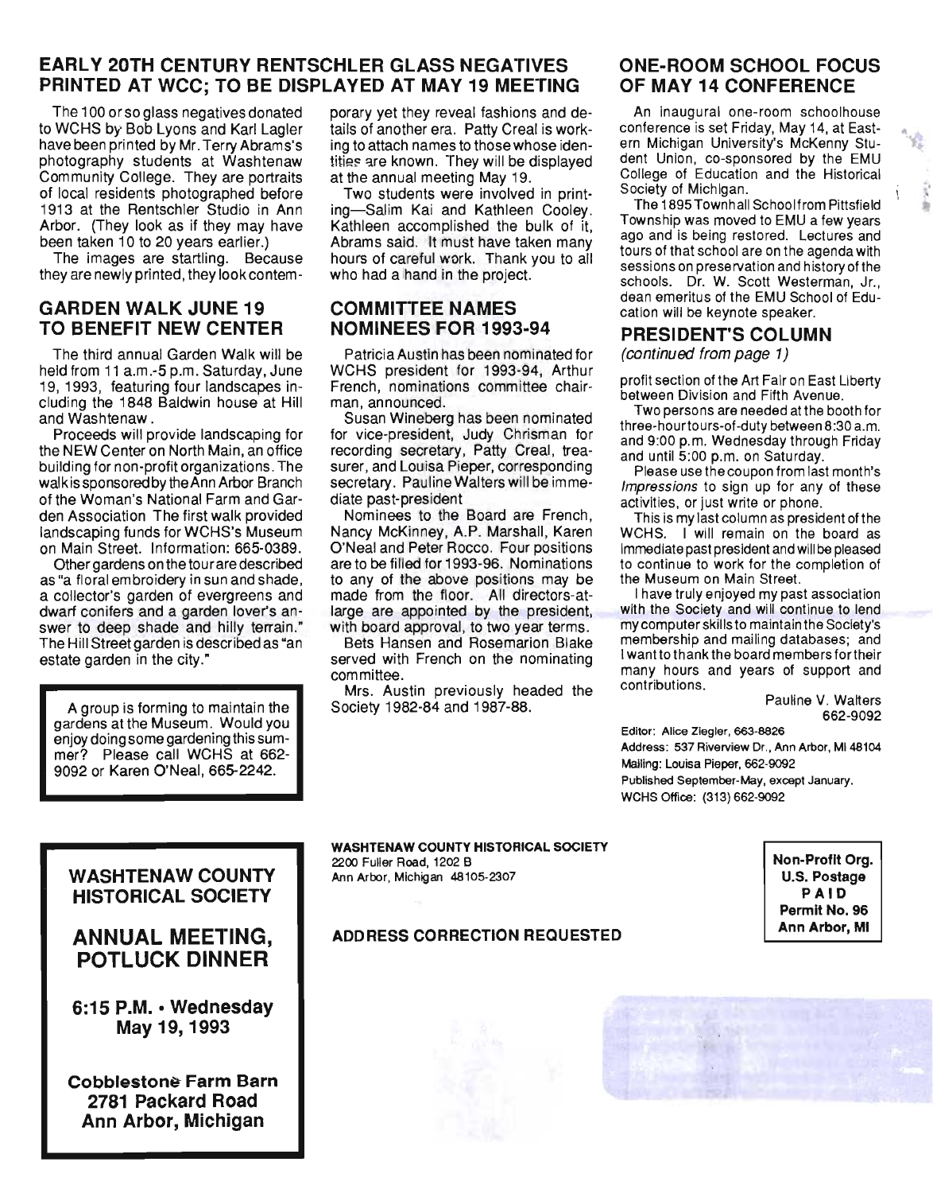## EARLY 20TH CENTURY RENTSCHLER GLASS NEGATIVES PRINTED AT WCC; TO BE DISPLAYED AT MAY 19 MEETING

The 100 or so glass negatives donated to WCHS by Bob Lyons and Karl Lagler have been printed by Mr. Terry Abrams's photography students at Washtenaw Community College. They are portraits of local residents photographed before 1913 at the Rentschler Studio in Ann Arbor. (They look as if they may have been taken 10 to 20 years earlier.)

The images are startling. Because they are newly printed, they look contemporary yet they reveal fashions and details of another era. Patty Creal is working to attach names to those whose identities are known. They will be displayed at the annual meeting May 19.

Two students were involved in printing—Salim Kai and Kathleen Cooley. Kathleen accomplished the bulk of it, Abrams said. It must have taken many hours of careful work. Thank you to all who had a hand in the project.

## GARDEN WALK JUNE 19 TO BENEFIT NEW CENTER

The third annual Garden Walk will be held from 11 a.m.-5 p.m. Saturday, June 19, 1993, featuring four landscapes including the 1848 Baldwin house at Hill and Washtenaw.

Proceeds will provide landscaping for the NEW Center on North Main, an office building for non-profit organizations. The walk is sponsored by the Ann Arbor Branch of the Woman's National Farm and Garden Association The first walk provided landscaping funds for WCHS's Museum on Main Street. Information: 665-0389.

Other gardens on the tour are described as "a floral embroidery in sun and shade, a collector's garden of evergreens and dwarf conifers and a garden lover's answer to deep shade and hilly terrain." The Hill Street garden is described as "an estate garden in the city."

> A group is forming to maintain the gardens at the Museum. Would you enjoy doing some gardening this summer? Please call WCHS at 662-9092 or Karen O'Neal, 665-2242.

## COMMITTEE NAMES NOMINEES FOR 1993-94

Patricia Austin has been nominated for WCHS president for 1993-94, Arthur French, nominations committee chairman, announced.

Susan Wineberg has been nominated for vice-president, Judy Chrisman for recording secretary, Patty Creal, treasurer, and Louisa Pieper, corresponding secretary. Pauline Walters will be immediate past-president

Nominees to the Board are French, Nancy McKinney, A.P. Marshall, Karen O'Neal and Peter Rocco. Four positions are to be filled for 1993-96. Nominations to any of the above positions may be made from the floor. All directors-at-large are appointed by the president, with board approval, to two year terms.

Bets Hansen and Rosemarion Blake served with French on the nominating committee.

Mrs. Austin previously headed the Society 1982-84 and 1987-88.

## ONE-ROOM SCHOOL FOCUS OF MAY 14 CONFERENCE

An inaugural one-room schoolhouse conference is set Friday, May 14, at Eastern Michigan University's McKenny Student Union, co-sponsored by the EMU College of Education and the Historical Society of Michigan.

The 1895 Townhall School from Pittsfield Township was moved to EMU a few years ago and is being restored. Lectures and tours of that school are on the agenda with sessions on preservation and history of the schools. Dr. W. Scott Westerman, Jr., dean emeritus of the EMU School of Education will be keynote speaker.

## PRESIDENT'S COLUMN

*(continued from page 1)*

profit section of the Art Fair on East Liberty between Division and Fifth Avenue.

Two persons are needed at the booth for three-hour tours-of-duty between 8:30 a.m. and 9:00 p.m. Wednesday through Friday and until 5:00 p.m. on Saturday.

Please use the coupon from last month's *Impressions* to sign up for any of these activities, or just write or phone.

This is my last column as president of the WCHS. I will remain on the board as immediate past president and will be pleased to continue to work for the completion of the Museum on Main Street.

I have truly enjoyed my past association with the Society and will continue to lend my computer skills to maintain the Society's membership and mailing databases; and I want to thank the board members for their many hours and years of support and contributions.

Pauline V. Walters
662-9092

Editor: Alice Ziegler, 663-8826
Address: 537 Riverview Dr., Ann Arbor, MI 48104
Mailing: Louisa Pieper, 662-9092
Published September-May, except January.
WCHS Office: (313) 662-9092

---

**WASHTENAW COUNTY HISTORICAL SOCIETY**

**ANNUAL MEETING, POTLUCK DINNER**

**6:15 P.M. • Wednesday May 19, 1993**

**Cobblestone Farm Barn**
**2781 Packard Road**
**Ann Arbor, Michigan**

---

**WASHTENAW COUNTY HISTORICAL SOCIETY**
2200 Fuller Road, 1202 B
Ann Arbor, Michigan 48105-2307

**ADDRESS CORRECTION REQUESTED**

**Non-Profit Org.**
**U.S. Postage**
**PAID**
**Permit No. 96**
**Ann Arbor, MI**